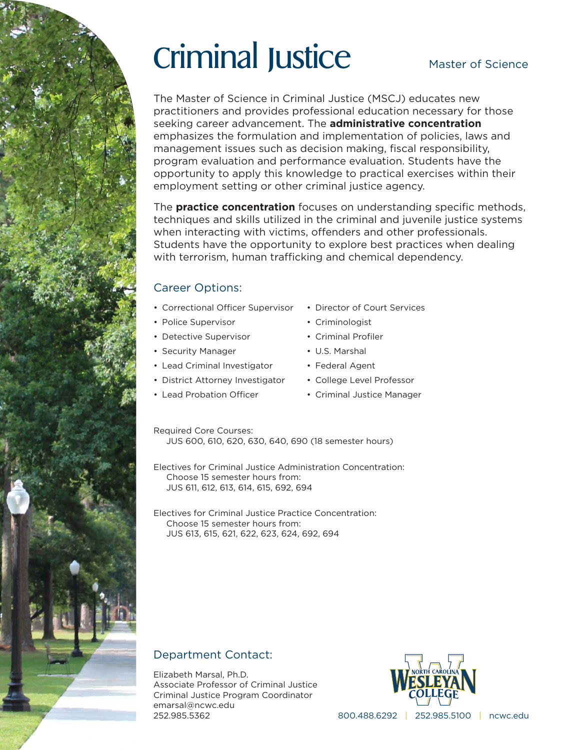# Criminal Justice

Master of Science

The Master of Science in Criminal Justice (MSCJ) educates new practitioners and provides professional education necessary for those seeking career advancement. The **administrative concentration** emphasizes the formulation and implementation of policies, laws and management issues such as decision making, fiscal responsibility, program evaluation and performance evaluation. Students have the opportunity to apply this knowledge to practical exercises within their employment setting or other criminal justice agency.

The **practice concentration** focuses on understanding specific methods, techniques and skills utilized in the criminal and juvenile justice systems when interacting with victims, offenders and other professionals. Students have the opportunity to explore best practices when dealing with terrorism, human trafficking and chemical dependency.

## Career Options:

- Correctional Officer Supervisor
- Police Supervisor
- Detective Supervisor
- Security Manager
- Lead Criminal Investigator
- District Attorney Investigator
- Lead Probation Officer
- Director of Court Services
- Criminologist
- Criminal Profiler
- U.S. Marshal
- Federal Agent
- College Level Professor
- Criminal Justice Manager

Required Core Courses:
JUS 600, 610, 620, 630, 640, 690 (18 semester hours)

Electives for Criminal Justice Administration Concentration:
Choose 15 semester hours from:
JUS 611, 612, 613, 614, 615, 692, 694

Electives for Criminal Justice Practice Concentration:
Choose 15 semester hours from:
JUS 613, 615, 621, 622, 623, 624, 692, 694

## Department Contact:

Elizabeth Marsal, Ph.D.
Associate Professor of Criminal Justice
Criminal Justice Program Coordinator
emarsal@ncwc.edu
252.985.5362

North Carolina Wesleyan College

800.488.6292 | 252.985.5100 | ncwc.edu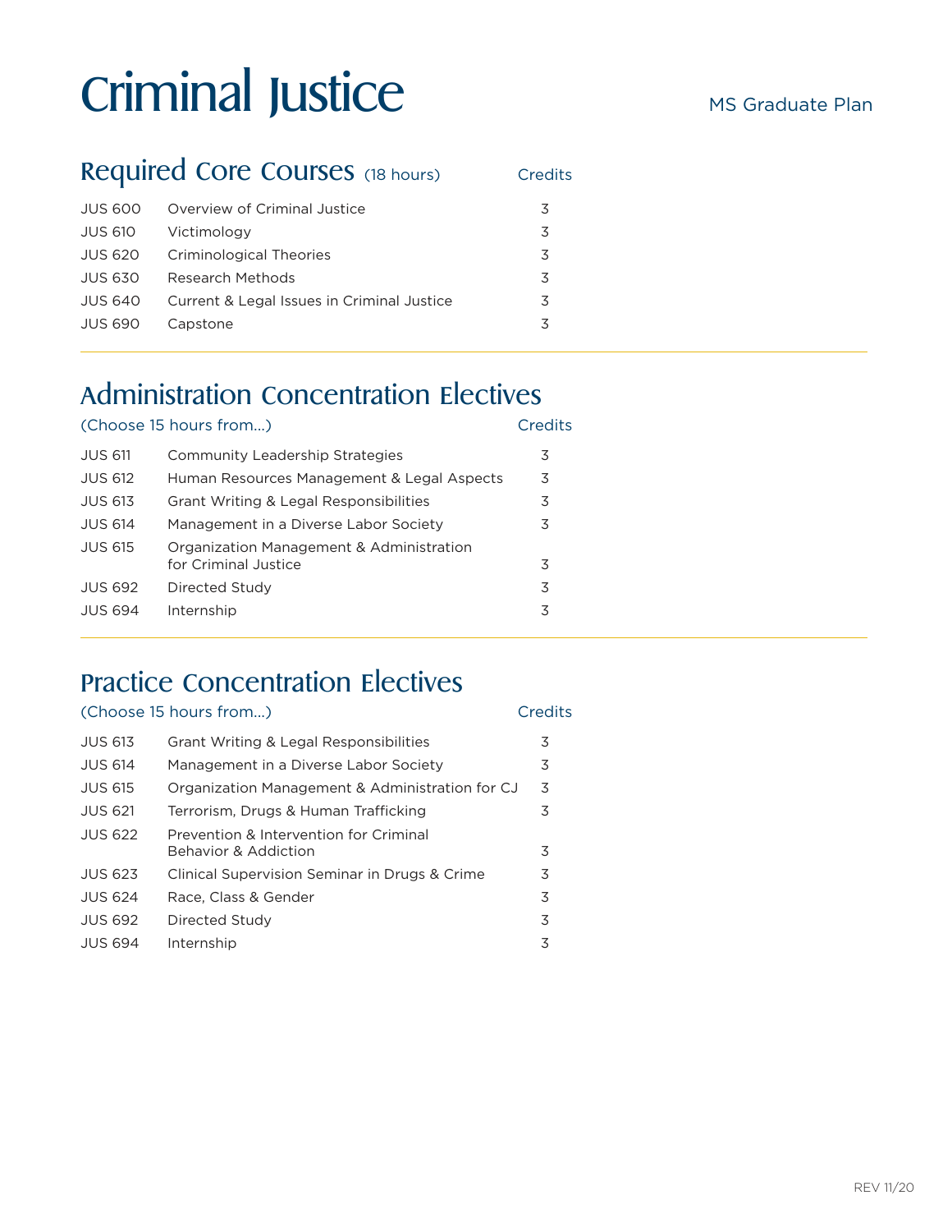# Criminal Justice

MS Graduate Plan

## Required Core Courses (18 hours)

| | | Credits |
|---|---|---|
| JUS 600 | Overview of Criminal Justice | 3 |
| JUS 610 | Victimology | 3 |
| JUS 620 | Criminological Theories | 3 |
| JUS 630 | Research Methods | 3 |
| JUS 640 | Current & Legal Issues in Criminal Justice | 3 |
| JUS 690 | Capstone | 3 |

## Administration Concentration Electives

| (Choose 15 hours from...) | | Credits |
|---|---|---|
| JUS 611 | Community Leadership Strategies | 3 |
| JUS 612 | Human Resources Management & Legal Aspects | 3 |
| JUS 613 | Grant Writing & Legal Responsibilities | 3 |
| JUS 614 | Management in a Diverse Labor Society | 3 |
| JUS 615 | Organization Management & Administration for Criminal Justice | 3 |
| JUS 692 | Directed Study | 3 |
| JUS 694 | Internship | 3 |

## Practice Concentration Electives

| (Choose 15 hours from...) | | Credits |
|---|---|---|
| JUS 613 | Grant Writing & Legal Responsibilities | 3 |
| JUS 614 | Management in a Diverse Labor Society | 3 |
| JUS 615 | Organization Management & Administration for CJ | 3 |
| JUS 621 | Terrorism, Drugs & Human Trafficking | 3 |
| JUS 622 | Prevention & Intervention for Criminal Behavior & Addiction | 3 |
| JUS 623 | Clinical Supervision Seminar in Drugs & Crime | 3 |
| JUS 624 | Race, Class & Gender | 3 |
| JUS 692 | Directed Study | 3 |
| JUS 694 | Internship | 3 |

REV 11/20